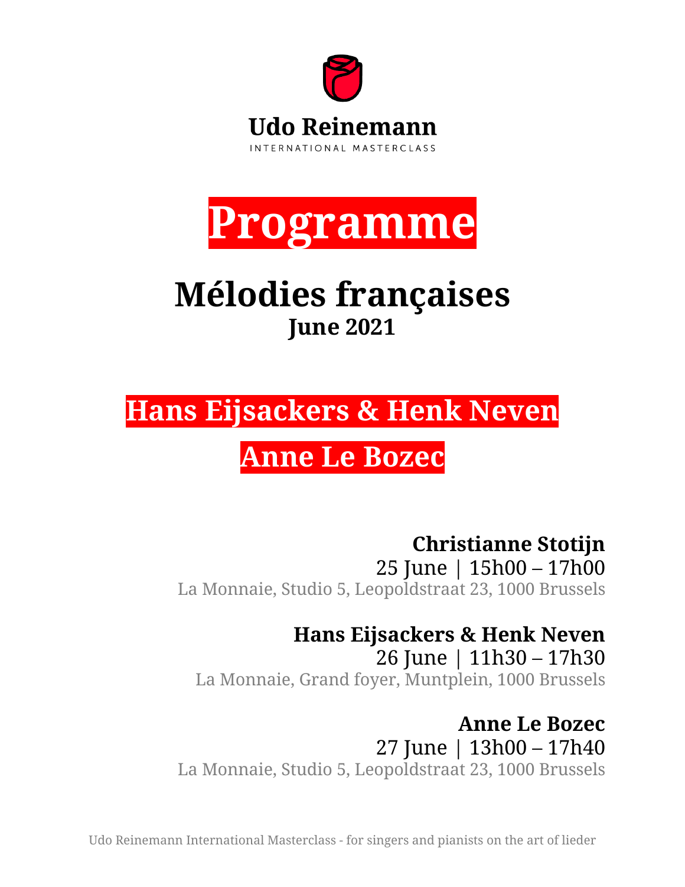Udo Reinemann

INTERNATIONAL MASTERCLASS

# Programme

## Mélodies françaises

**June 2021**

## Hans Eijsackers & Henk Neven

## Anne Le Bozec

**Christianne Stotijn**
25 June | 15h00 – 17h00
La Monnaie, Studio 5, Leopoldstraat 23, 1000 Brussels

**Hans Eijsackers & Henk Neven**
26 June | 11h30 – 17h30
La Monnaie, Grand foyer, Muntplein, 1000 Brussels

**Anne Le Bozec**
27 June | 13h00 – 17h40
La Monnaie, Studio 5, Leopoldstraat 23, 1000 Brussels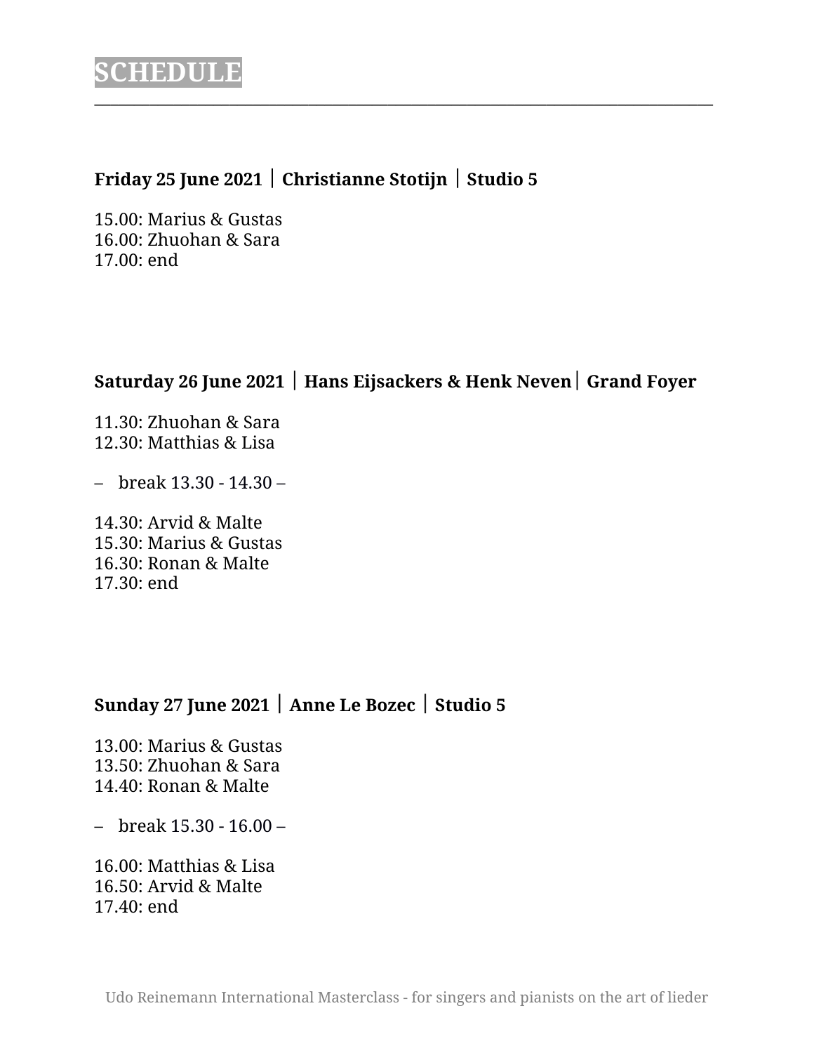# SCHEDULE

---

**Friday 25 June 2021 | Christianne Stotijn | Studio 5**

15.00: Marius & Gustas
16.00: Zhuohan & Sara
17.00: end

**Saturday 26 June 2021 | Hans Eijsackers & Henk Neven| Grand Foyer**

11.30: Zhuohan & Sara
12.30: Matthias & Lisa

– break 13.30 - 14.30 –

14.30: Arvid & Malte
15.30: Marius & Gustas
16.30: Ronan & Malte
17.30: end

**Sunday 27 June 2021 | Anne Le Bozec | Studio 5**

13.00: Marius & Gustas
13.50: Zhuohan & Sara
14.40: Ronan & Malte

– break 15.30 - 16.00 –

16.00: Matthias & Lisa
16.50: Arvid & Malte
17.40: end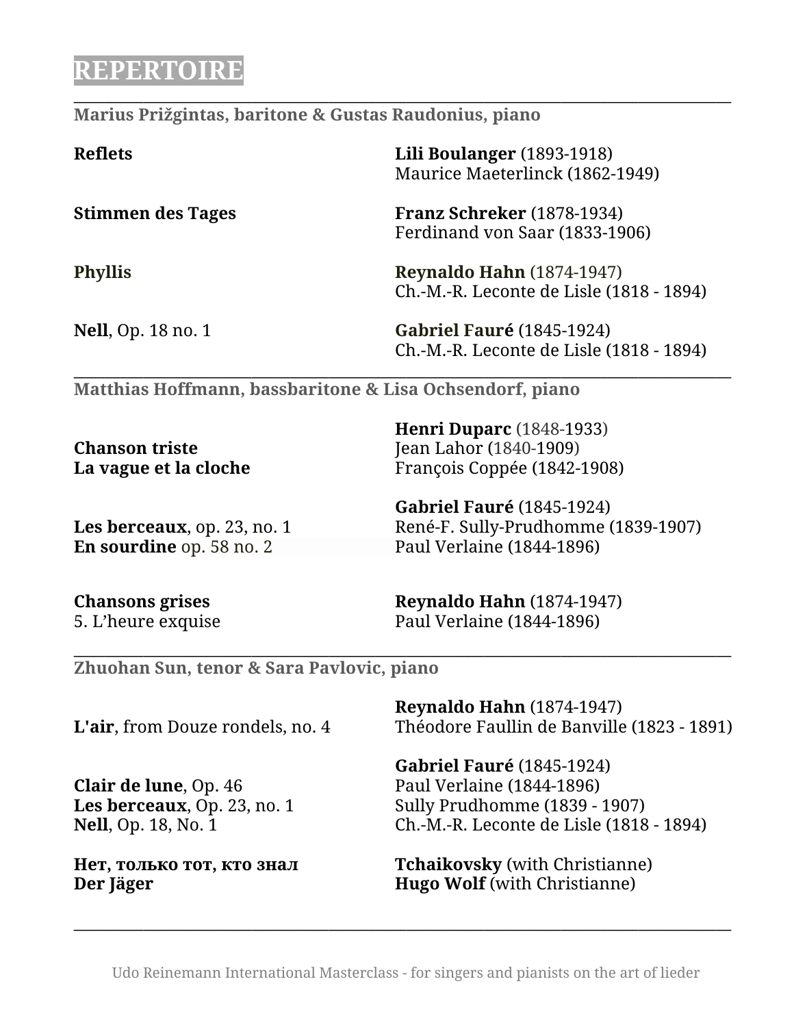# REPERTOIRE

---

**Marius Prižgintas, baritone & Gustas Raudonius, piano**

| | |
|---|---|
| **Reflets** | **Lili Boulanger** (1893-1918)<br>Maurice Maeterlinck (1862-1949) |
| **Stimmen des Tages** | **Franz Schreker** (1878-1934)<br>Ferdinand von Saar (1833-1906) |
| **Phyllis** | **Reynaldo Hahn** (1874-1947)<br>Ch.-M.-R. Leconte de Lisle (1818 - 1894) |
| **Nell**, Op. 18 no. 1 | **Gabriel Fauré** (1845-1924)<br>Ch.-M.-R. Leconte de Lisle (1818 - 1894) |

---

**Matthias Hoffmann, bassbaritone & Lisa Ochsendorf, piano**

| | |
|---|---|
| | **Henri Duparc** (1848-1933) |
| **Chanson triste** | Jean Lahor (1840-1909) |
| **La vague et la cloche** | François Coppée (1842-1908) |
| | **Gabriel Fauré** (1845-1924) |
| **Les berceaux**, op. 23, no. 1 | René-F. Sully-Prudhomme (1839-1907) |
| **En sourdine** op. 58 no. 2 | Paul Verlaine (1844-1896) |
| **Chansons grises** | **Reynaldo Hahn** (1874-1947) |
| 5. L'heure exquise | Paul Verlaine (1844-1896) |

---

**Zhuohan Sun, tenor & Sara Pavlovic, piano**

| | |
|---|---|
| | **Reynaldo Hahn** (1874-1947) |
| **L'air**, from Douze rondels, no. 4 | Théodore Faullin de Banville (1823 - 1891) |
| | **Gabriel Fauré** (1845-1924) |
| **Clair de lune**, Op. 46 | Paul Verlaine (1844-1896) |
| **Les berceaux**, Op. 23, no. 1 | Sully Prudhomme (1839 - 1907) |
| **Nell**, Op. 18, No. 1 | Ch.-M.-R. Leconte de Lisle (1818 - 1894) |
| **Нет, только тот, кто знал** | **Tchaikovsky** (with Christianne) |
| **Der Jäger** | **Hugo Wolf** (with Christianne) |

---

Udo Reinemann International Masterclass - for singers and pianists on the art of lieder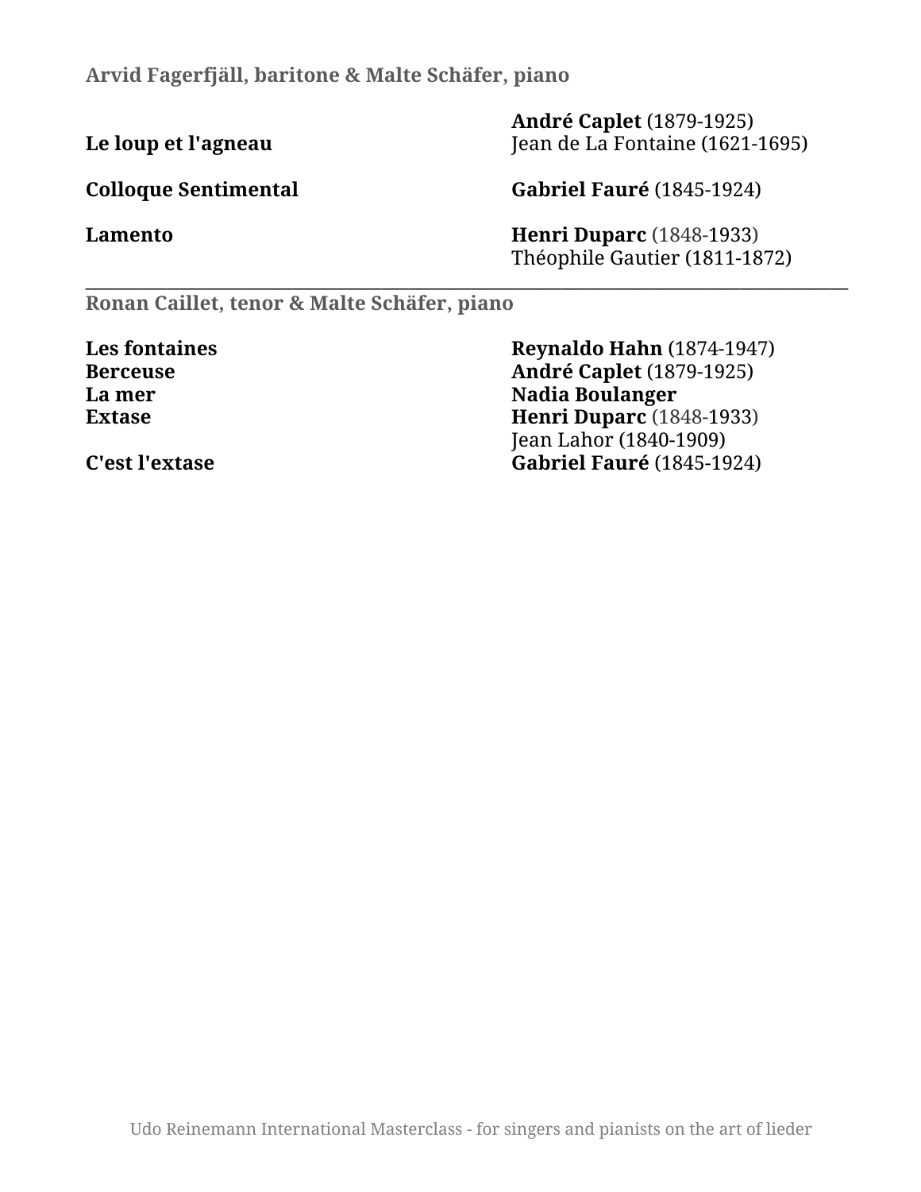**Arvid Fagerfjäll, baritone & Malte Schäfer, piano**

| | |
|---|---|
| **Le loup et l'agneau** | **André Caplet** (1879-1925)<br>Jean de La Fontaine (1621-1695) |
| **Colloque Sentimental** | **Gabriel Fauré** (1845-1924) |
| **Lamento** | **Henri Duparc** (1848-1933)<br>Théophile Gautier (1811-1872) |

---

**Ronan Caillet, tenor & Malte Schäfer, piano**

| | |
|---|---|
| **Les fontaines** | **Reynaldo Hahn** (1874-1947) |
| **Berceuse** | **André Caplet** (1879-1925) |
| **La mer** | **Nadia Boulanger** |
| **Extase** | **Henri Duparc** (1848-1933)<br>Jean Lahor (1840-1909) |
| **C'est l'extase** | **Gabriel Fauré** (1845-1924) |